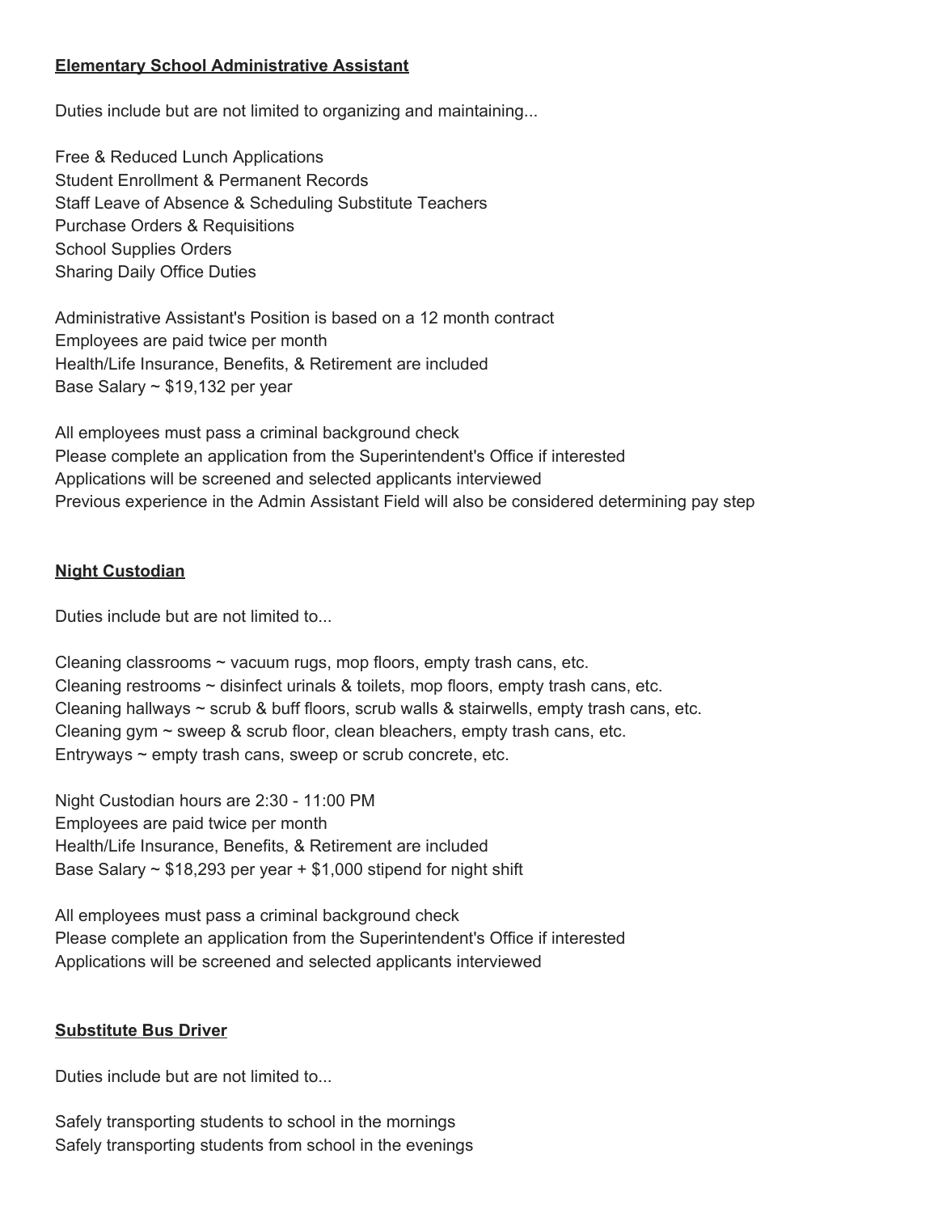## Elementary School Administrative Assistant

Duties include but are not limited to organizing and maintaining...

Free & Reduced Lunch Applications
Student Enrollment & Permanent Records
Staff Leave of Absence & Scheduling Substitute Teachers
Purchase Orders & Requisitions
School Supplies Orders
Sharing Daily Office Duties

Administrative Assistant's Position is based on a 12 month contract
Employees are paid twice per month
Health/Life Insurance, Benefits, & Retirement are included
Base Salary ~ $19,132 per year

All employees must pass a criminal background check
Please complete an application from the Superintendent's Office if interested
Applications will be screened and selected applicants interviewed
Previous experience in the Admin Assistant Field will also be considered determining pay step

## Night Custodian

Duties include but are not limited to...

Cleaning classrooms ~ vacuum rugs, mop floors, empty trash cans, etc.
Cleaning restrooms ~ disinfect urinals & toilets, mop floors, empty trash cans, etc.
Cleaning hallways ~ scrub & buff floors, scrub walls & stairwells, empty trash cans, etc.
Cleaning gym ~ sweep & scrub floor, clean bleachers, empty trash cans, etc.
Entryways ~ empty trash cans, sweep or scrub concrete, etc.

Night Custodian hours are 2:30 - 11:00 PM
Employees are paid twice per month
Health/Life Insurance, Benefits, & Retirement are included
Base Salary ~ $18,293 per year + $1,000 stipend for night shift

All employees must pass a criminal background check
Please complete an application from the Superintendent's Office if interested
Applications will be screened and selected applicants interviewed

## Substitute Bus Driver

Duties include but are not limited to...

Safely transporting students to school in the mornings
Safely transporting students from school in the evenings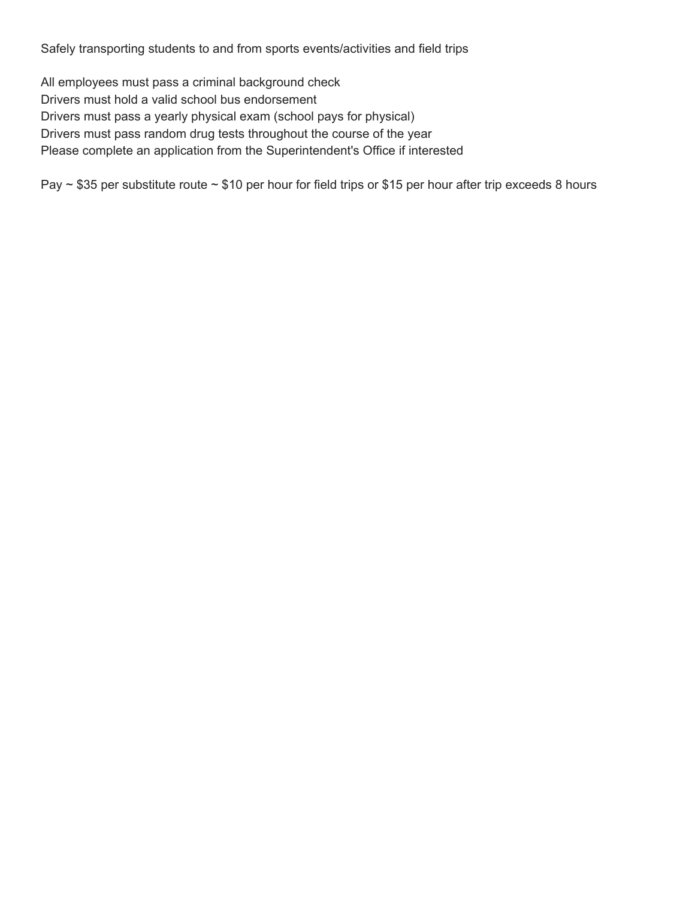Safely transporting students to and from sports events/activities and field trips

All employees must pass a criminal background check
Drivers must hold a valid school bus endorsement
Drivers must pass a yearly physical exam (school pays for physical)
Drivers must pass random drug tests throughout the course of the year
Please complete an application from the Superintendent's Office if interested

Pay ~ $35 per substitute route ~ $10 per hour for field trips or $15 per hour after trip exceeds 8 hours